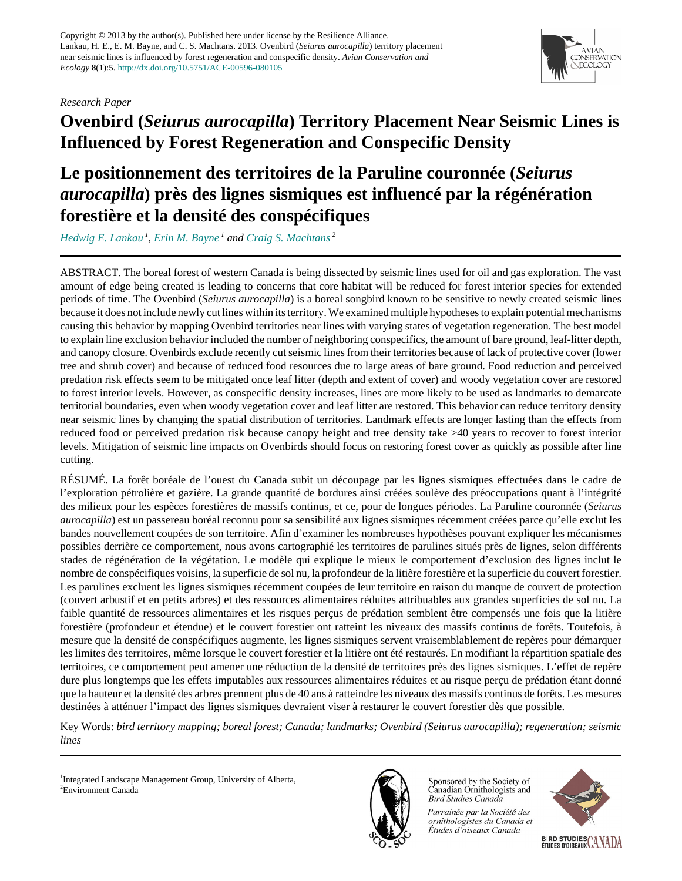Copyright © 2013 by the author(s). Published here under license by the Resilience Alliance.
Lankau, H. E., E. M. Bayne, and C. S. Machtans. 2013. Ovenbird (*Seiurus aurocapilla*) territory placement near seismic lines is influenced by forest regeneration and conspecific density. *Avian Conservation and Ecology* **8**(1):5. http://dx.doi.org/10.5751/ACE-00596-080105

*Research Paper*

# Ovenbird (*Seiurus aurocapilla*) Territory Placement Near Seismic Lines is Influenced by Forest Regeneration and Conspecific Density

# Le positionnement des territoires de la Paruline couronnée (*Seiurus aurocapilla*) près des lignes sismiques est influencé par la régénération forestière et la densité des conspécifiques

*Hedwig E. Lankau*[1], *Erin M. Bayne*[1] *and Craig S. Machtans*[2]

ABSTRACT. The boreal forest of western Canada is being dissected by seismic lines used for oil and gas exploration. The vast amount of edge being created is leading to concerns that core habitat will be reduced for forest interior species for extended periods of time. The Ovenbird (*Seiurus aurocapilla*) is a boreal songbird known to be sensitive to newly created seismic lines because it does not include newly cut lines within its territory. We examined multiple hypotheses to explain potential mechanisms causing this behavior by mapping Ovenbird territories near lines with varying states of vegetation regeneration. The best model to explain line exclusion behavior included the number of neighboring conspecifics, the amount of bare ground, leaf-litter depth, and canopy closure. Ovenbirds exclude recently cut seismic lines from their territories because of lack of protective cover (lower tree and shrub cover) and because of reduced food resources due to large areas of bare ground. Food reduction and perceived predation risk effects seem to be mitigated once leaf litter (depth and extent of cover) and woody vegetation cover are restored to forest interior levels. However, as conspecific density increases, lines are more likely to be used as landmarks to demarcate territorial boundaries, even when woody vegetation cover and leaf litter are restored. This behavior can reduce territory density near seismic lines by changing the spatial distribution of territories. Landmark effects are longer lasting than the effects from reduced food or perceived predation risk because canopy height and tree density take >40 years to recover to forest interior levels. Mitigation of seismic line impacts on Ovenbirds should focus on restoring forest cover as quickly as possible after line cutting.

RÉSUMÉ. La forêt boréale de l'ouest du Canada subit un découpage par les lignes sismiques effectuées dans le cadre de l'exploration pétrolière et gazière. La grande quantité de bordures ainsi créées soulève des préoccupations quant à l'intégrité des milieux pour les espèces forestières de massifs continus, et ce, pour de longues périodes. La Paruline couronnée (*Seiurus aurocapilla*) est un passereau boréal reconnu pour sa sensibilité aux lignes sismiques récemment créées parce qu'elle exclut les bandes nouvellement coupées de son territoire. Afin d'examiner les nombreuses hypothèses pouvant expliquer les mécanismes possibles derrière ce comportement, nous avons cartographié les territoires de parulines situés près de lignes, selon différents stades de régénération de la végétation. Le modèle qui explique le mieux le comportement d'exclusion des lignes inclut le nombre de conspécifiques voisins, la superficie de sol nu, la profondeur de la litière forestière et la superficie du couvert forestier. Les parulines excluent les lignes sismiques récemment coupées de leur territoire en raison du manque de couvert de protection (couvert arbustif et en petits arbres) et des ressources alimentaires réduites attribuables aux grandes superficies de sol nu. La faible quantité de ressources alimentaires et les risques perçus de prédation semblent être compensés une fois que la litière forestière (profondeur et étendue) et le couvert forestier ont ratteint les niveaux des massifs continus de forêts. Toutefois, à mesure que la densité de conspécifiques augmente, les lignes sismiques servent vraisemblablement de repères pour démarquer les limites des territoires, même lorsque le couvert forestier et la litière ont été restaurés. En modifiant la répartition spatiale des territoires, ce comportement peut amener une réduction de la densité de territoires près des lignes sismiques. L'effet de repère dure plus longtemps que les effets imputables aux ressources alimentaires réduites et au risque perçu de prédation étant donné que la hauteur et la densité des arbres prennent plus de 40 ans à ratteindre les niveaux des massifs continus de forêts. Les mesures destinées à atténuer l'impact des lignes sismiques devraient viser à restaurer le couvert forestier dès que possible.

Key Words: *bird territory mapping; boreal forest; Canada; landmarks; Ovenbird (Seiurus aurocapilla); regeneration; seismic lines*

[1]Integrated Landscape Management Group, University of Alberta, [2]Environment Canada

Sponsored by the Society of Canadian Ornithologists and Bird Studies Canada

*Parrainée par la Société des ornithologistes du Canada et Études d'oiseaux Canada*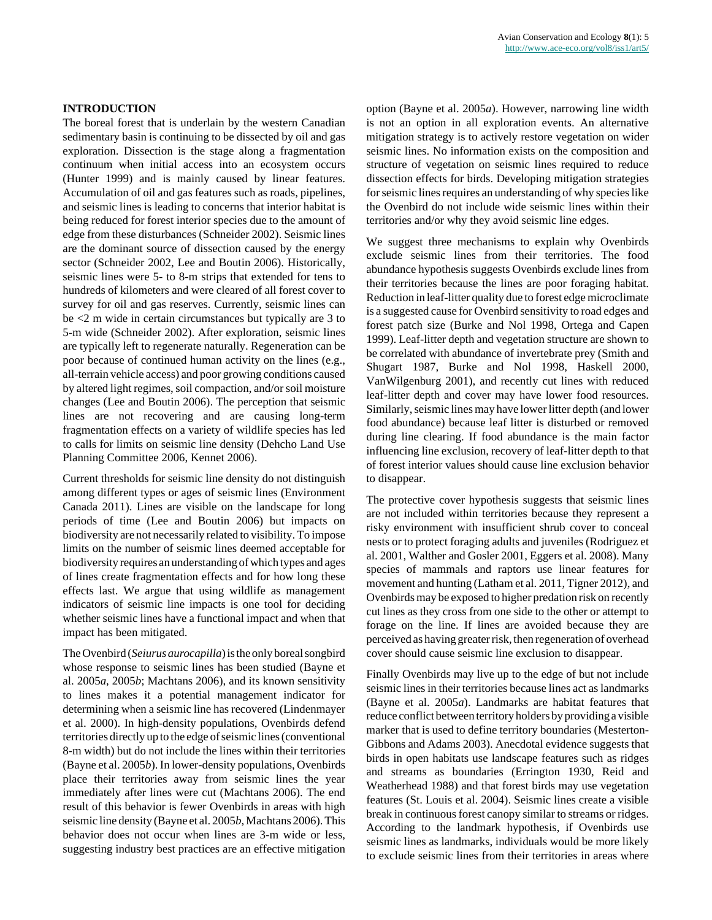## INTRODUCTION

The boreal forest that is underlain by the western Canadian sedimentary basin is continuing to be dissected by oil and gas exploration. Dissection is the stage along a fragmentation continuum when initial access into an ecosystem occurs (Hunter 1999) and is mainly caused by linear features. Accumulation of oil and gas features such as roads, pipelines, and seismic lines is leading to concerns that interior habitat is being reduced for forest interior species due to the amount of edge from these disturbances (Schneider 2002). Seismic lines are the dominant source of dissection caused by the energy sector (Schneider 2002, Lee and Boutin 2006). Historically, seismic lines were 5- to 8-m strips that extended for tens to hundreds of kilometers and were cleared of all forest cover to survey for oil and gas reserves. Currently, seismic lines can be <2 m wide in certain circumstances but typically are 3 to 5-m wide (Schneider 2002). After exploration, seismic lines are typically left to regenerate naturally. Regeneration can be poor because of continued human activity on the lines (e.g., all-terrain vehicle access) and poor growing conditions caused by altered light regimes, soil compaction, and/or soil moisture changes (Lee and Boutin 2006). The perception that seismic lines are not recovering and are causing long-term fragmentation effects on a variety of wildlife species has led to calls for limits on seismic line density (Dehcho Land Use Planning Committee 2006, Kennet 2006).

Current thresholds for seismic line density do not distinguish among different types or ages of seismic lines (Environment Canada 2011). Lines are visible on the landscape for long periods of time (Lee and Boutin 2006) but impacts on biodiversity are not necessarily related to visibility. To impose limits on the number of seismic lines deemed acceptable for biodiversity requires an understanding of which types and ages of lines create fragmentation effects and for how long these effects last. We argue that using wildlife as management indicators of seismic line impacts is one tool for deciding whether seismic lines have a functional impact and when that impact has been mitigated.

The Ovenbird (*Seiurus aurocapilla*) is the only boreal songbird whose response to seismic lines has been studied (Bayne et al. 2005*a*, 2005*b*; Machtans 2006), and its known sensitivity to lines makes it a potential management indicator for determining when a seismic line has recovered (Lindenmayer et al. 2000). In high-density populations, Ovenbirds defend territories directly up to the edge of seismic lines (conventional 8-m width) but do not include the lines within their territories (Bayne et al. 2005*b*). In lower-density populations, Ovenbirds place their territories away from seismic lines the year immediately after lines were cut (Machtans 2006). The end result of this behavior is fewer Ovenbirds in areas with high seismic line density (Bayne et al. 2005*b*, Machtans 2006). This behavior does not occur when lines are 3-m wide or less, suggesting industry best practices are an effective mitigation option (Bayne et al. 2005*a*). However, narrowing line width is not an option in all exploration events. An alternative mitigation strategy is to actively restore vegetation on wider seismic lines. No information exists on the composition and structure of vegetation on seismic lines required to reduce dissection effects for birds. Developing mitigation strategies for seismic lines requires an understanding of why species like the Ovenbird do not include wide seismic lines within their territories and/or why they avoid seismic line edges.

We suggest three mechanisms to explain why Ovenbirds exclude seismic lines from their territories. The food abundance hypothesis suggests Ovenbirds exclude lines from their territories because the lines are poor foraging habitat. Reduction in leaf-litter quality due to forest edge microclimate is a suggested cause for Ovenbird sensitivity to road edges and forest patch size (Burke and Nol 1998, Ortega and Capen 1999). Leaf-litter depth and vegetation structure are shown to be correlated with abundance of invertebrate prey (Smith and Shugart 1987, Burke and Nol 1998, Haskell 2000, VanWilgenburg 2001), and recently cut lines with reduced leaf-litter depth and cover may have lower food resources. Similarly, seismic lines may have lower litter depth (and lower food abundance) because leaf litter is disturbed or removed during line clearing. If food abundance is the main factor influencing line exclusion, recovery of leaf-litter depth to that of forest interior values should cause line exclusion behavior to disappear.

The protective cover hypothesis suggests that seismic lines are not included within territories because they represent a risky environment with insufficient shrub cover to conceal nests or to protect foraging adults and juveniles (Rodriguez et al. 2001, Walther and Gosler 2001, Eggers et al. 2008). Many species of mammals and raptors use linear features for movement and hunting (Latham et al. 2011, Tigner 2012), and Ovenbirds may be exposed to higher predation risk on recently cut lines as they cross from one side to the other or attempt to forage on the line. If lines are avoided because they are perceived as having greater risk, then regeneration of overhead cover should cause seismic line exclusion to disappear.

Finally Ovenbirds may live up to the edge of but not include seismic lines in their territories because lines act as landmarks (Bayne et al. 2005*a*). Landmarks are habitat features that reduce conflict between territory holders by providing a visible marker that is used to define territory boundaries (Mesterton-Gibbons and Adams 2003). Anecdotal evidence suggests that birds in open habitats use landscape features such as ridges and streams as boundaries (Errington 1930, Reid and Weatherhead 1988) and that forest birds may use vegetation features (St. Louis et al. 2004). Seismic lines create a visible break in continuous forest canopy similar to streams or ridges. According to the landmark hypothesis, if Ovenbirds use seismic lines as landmarks, individuals would be more likely to exclude seismic lines from their territories in areas where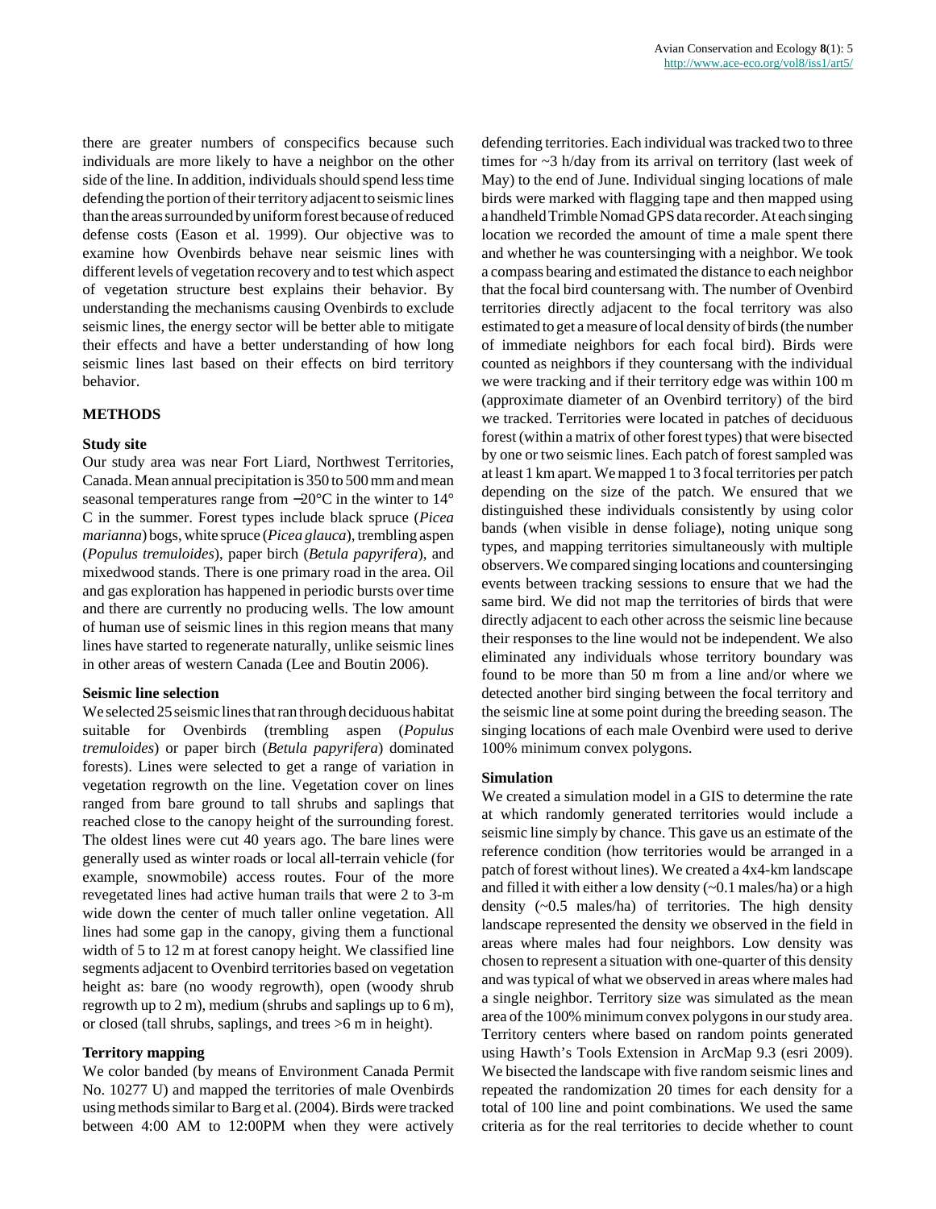there are greater numbers of conspecifics because such individuals are more likely to have a neighbor on the other side of the line. In addition, individuals should spend less time defending the portion of their territory adjacent to seismic lines than the areas surrounded by uniform forest because of reduced defense costs (Eason et al. 1999). Our objective was to examine how Ovenbirds behave near seismic lines with different levels of vegetation recovery and to test which aspect of vegetation structure best explains their behavior. By understanding the mechanisms causing Ovenbirds to exclude seismic lines, the energy sector will be better able to mitigate their effects and have a better understanding of how long seismic lines last based on their effects on bird territory behavior.

## METHODS

### Study site

Our study area was near Fort Liard, Northwest Territories, Canada. Mean annual precipitation is 350 to 500 mm and mean seasonal temperatures range from −20°C in the winter to 14° C in the summer. Forest types include black spruce (*Picea marianna*) bogs, white spruce (*Picea glauca*), trembling aspen (*Populus tremuloides*), paper birch (*Betula papyrifera*), and mixedwood stands. There is one primary road in the area. Oil and gas exploration has happened in periodic bursts over time and there are currently no producing wells. The low amount of human use of seismic lines in this region means that many lines have started to regenerate naturally, unlike seismic lines in other areas of western Canada (Lee and Boutin 2006).

### Seismic line selection

We selected 25 seismic lines that ran through deciduous habitat suitable for Ovenbirds (trembling aspen (*Populus tremuloides*) or paper birch (*Betula papyrifera*) dominated forests). Lines were selected to get a range of variation in vegetation regrowth on the line. Vegetation cover on lines ranged from bare ground to tall shrubs and saplings that reached close to the canopy height of the surrounding forest. The oldest lines were cut 40 years ago. The bare lines were generally used as winter roads or local all-terrain vehicle (for example, snowmobile) access routes. Four of the more revegetated lines had active human trails that were 2 to 3-m wide down the center of much taller online vegetation. All lines had some gap in the canopy, giving them a functional width of 5 to 12 m at forest canopy height. We classified line segments adjacent to Ovenbird territories based on vegetation height as: bare (no woody regrowth), open (woody shrub regrowth up to 2 m), medium (shrubs and saplings up to 6 m), or closed (tall shrubs, saplings, and trees >6 m in height).

### Territory mapping

We color banded (by means of Environment Canada Permit No. 10277 U) and mapped the territories of male Ovenbirds using methods similar to Barg et al. (2004). Birds were tracked between 4:00 AM to 12:00PM when they were actively defending territories. Each individual was tracked two to three times for ~3 h/day from its arrival on territory (last week of May) to the end of June. Individual singing locations of male birds were marked with flagging tape and then mapped using a handheld Trimble Nomad GPS data recorder. At each singing location we recorded the amount of time a male spent there and whether he was countersinging with a neighbor. We took a compass bearing and estimated the distance to each neighbor that the focal bird countersang with. The number of Ovenbird territories directly adjacent to the focal territory was also estimated to get a measure of local density of birds (the number of immediate neighbors for each focal bird). Birds were counted as neighbors if they countersang with the individual we were tracking and if their territory edge was within 100 m (approximate diameter of an Ovenbird territory) of the bird we tracked. Territories were located in patches of deciduous forest (within a matrix of other forest types) that were bisected by one or two seismic lines. Each patch of forest sampled was at least 1 km apart. We mapped 1 to 3 focal territories per patch depending on the size of the patch. We ensured that we distinguished these individuals consistently by using color bands (when visible in dense foliage), noting unique song types, and mapping territories simultaneously with multiple observers. We compared singing locations and countersinging events between tracking sessions to ensure that we had the same bird. We did not map the territories of birds that were directly adjacent to each other across the seismic line because their responses to the line would not be independent. We also eliminated any individuals whose territory boundary was found to be more than 50 m from a line and/or where we detected another bird singing between the focal territory and the seismic line at some point during the breeding season. The singing locations of each male Ovenbird were used to derive 100% minimum convex polygons.

### Simulation

We created a simulation model in a GIS to determine the rate at which randomly generated territories would include a seismic line simply by chance. This gave us an estimate of the reference condition (how territories would be arranged in a patch of forest without lines). We created a 4x4-km landscape and filled it with either a low density (~0.1 males/ha) or a high density (~0.5 males/ha) of territories. The high density landscape represented the density we observed in the field in areas where males had four neighbors. Low density was chosen to represent a situation with one-quarter of this density and was typical of what we observed in areas where males had a single neighbor. Territory size was simulated as the mean area of the 100% minimum convex polygons in our study area. Territory centers where based on random points generated using Hawth's Tools Extension in ArcMap 9.3 (esri 2009). We bisected the landscape with five random seismic lines and repeated the randomization 20 times for each density for a total of 100 line and point combinations. We used the same criteria as for the real territories to decide whether to count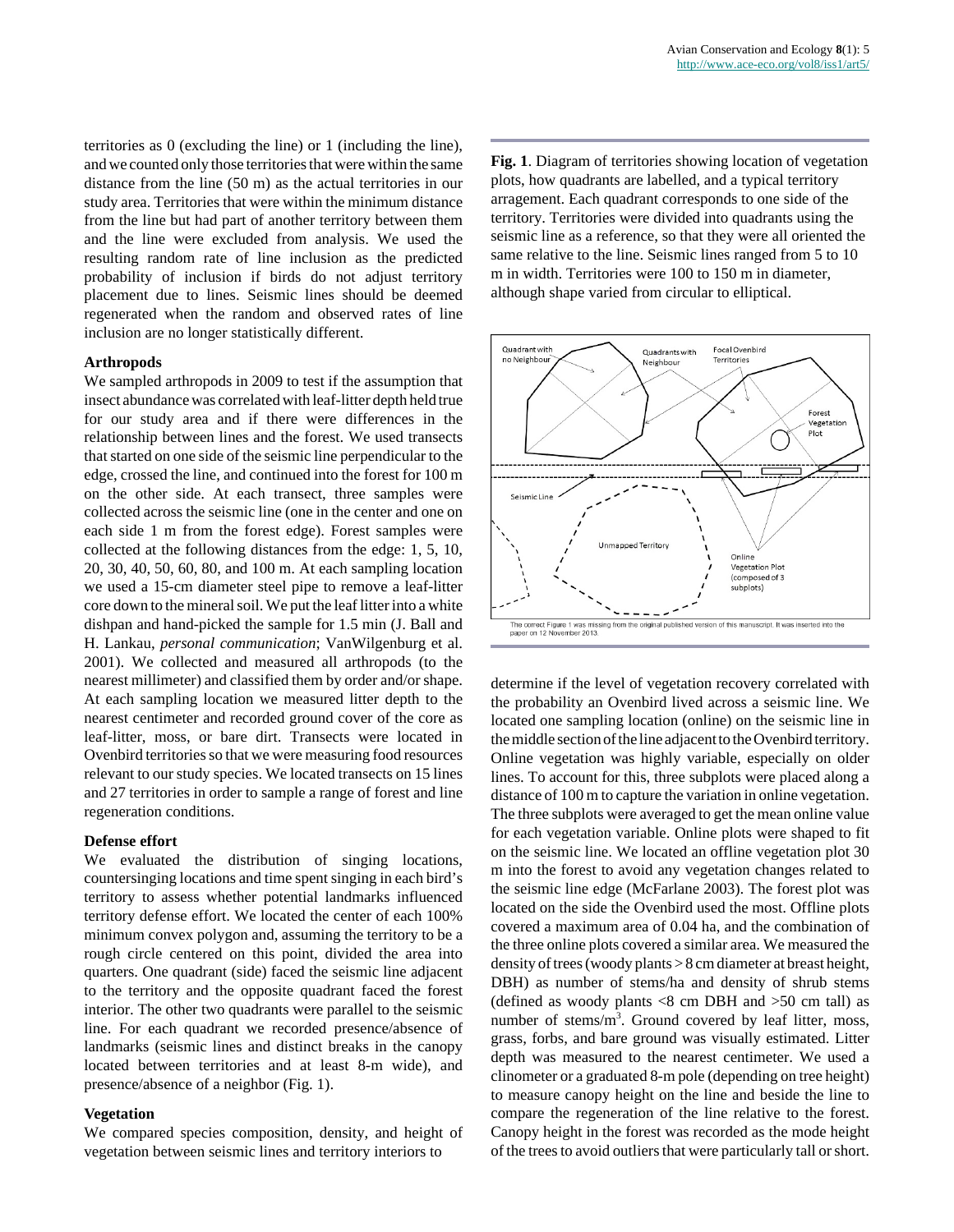territories as 0 (excluding the line) or 1 (including the line), and we counted only those territories that were within the same distance from the line (50 m) as the actual territories in our study area. Territories that were within the minimum distance from the line but had part of another territory between them and the line were excluded from analysis. We used the resulting random rate of line inclusion as the predicted probability of inclusion if birds do not adjust territory placement due to lines. Seismic lines should be deemed regenerated when the random and observed rates of line inclusion are no longer statistically different.

### Arthropods

We sampled arthropods in 2009 to test if the assumption that insect abundance was correlated with leaf-litter depth held true for our study area and if there were differences in the relationship between lines and the forest. We used transects that started on one side of the seismic line perpendicular to the edge, crossed the line, and continued into the forest for 100 m on the other side. At each transect, three samples were collected across the seismic line (one in the center and one on each side 1 m from the forest edge). Forest samples were collected at the following distances from the edge: 1, 5, 10, 20, 30, 40, 50, 60, 80, and 100 m. At each sampling location we used a 15-cm diameter steel pipe to remove a leaf-litter core down to the mineral soil. We put the leaf litter into a white dishpan and hand-picked the sample for 1.5 min (J. Ball and H. Lankau, *personal communication*; VanWilgenburg et al. 2001). We collected and measured all arthropods (to the nearest millimeter) and classified them by order and/or shape. At each sampling location we measured litter depth to the nearest centimeter and recorded ground cover of the core as leaf-litter, moss, or bare dirt. Transects were located in Ovenbird territories so that we were measuring food resources relevant to our study species. We located transects on 15 lines and 27 territories in order to sample a range of forest and line regeneration conditions.

### Defense effort

We evaluated the distribution of singing locations, countersinging locations and time spent singing in each bird's territory to assess whether potential landmarks influenced territory defense effort. We located the center of each 100% minimum convex polygon and, assuming the territory to be a rough circle centered on this point, divided the area into quarters. One quadrant (side) faced the seismic line adjacent to the territory and the opposite quadrant faced the forest interior. The other two quadrants were parallel to the seismic line. For each quadrant we recorded presence/absence of landmarks (seismic lines and distinct breaks in the canopy located between territories and at least 8-m wide), and presence/absence of a neighbor (Fig. 1).

### Vegetation

We compared species composition, density, and height of vegetation between seismic lines and territory interiors to determine if the level of vegetation recovery correlated with the probability an Ovenbird lived across a seismic line. We located one sampling location (online) on the seismic line in the middle section of the line adjacent to the Ovenbird territory. Online vegetation was highly variable, especially on older lines. To account for this, three subplots were placed along a distance of 100 m to capture the variation in online vegetation. The three subplots were averaged to get the mean online value for each vegetation variable. Online plots were shaped to fit on the seismic line. We located an offline vegetation plot 30 m into the forest to avoid any vegetation changes related to the seismic line edge (McFarlane 2003). The forest plot was located on the side the Ovenbird used the most. Offline plots covered a maximum area of 0.04 ha, and the combination of the three online plots covered a similar area. We measured the density of trees (woody plants > 8 cm diameter at breast height, DBH) as number of stems/ha and density of shrub stems (defined as woody plants <8 cm DBH and >50 cm tall) as number of stems/m$^3$. Ground covered by leaf litter, moss, grass, forbs, and bare ground was visually estimated. Litter depth was measured to the nearest centimeter. We used a clinometer or a graduated 8-m pole (depending on tree height) to measure canopy height on the line and beside the line to compare the regeneration of the line relative to the forest. Canopy height in the forest was recorded as the mode height of the trees to avoid outliers that were particularly tall or short.

**Fig. 1**. Diagram of territories showing location of vegetation plots, how quadrants are labelled, and a typical territory arragement. Each quadrant corresponds to one side of the territory. Territories were divided into quadrants using the seismic line as a reference, so that they were all oriented the same relative to the line. Seismic lines ranged from 5 to 10 m in width. Territories were 100 to 150 m in diameter, although shape varied from circular to elliptical.

The correct Figure 1 was missing from the original published version of this manuscript. It was inserted into the paper on 12 November 2013.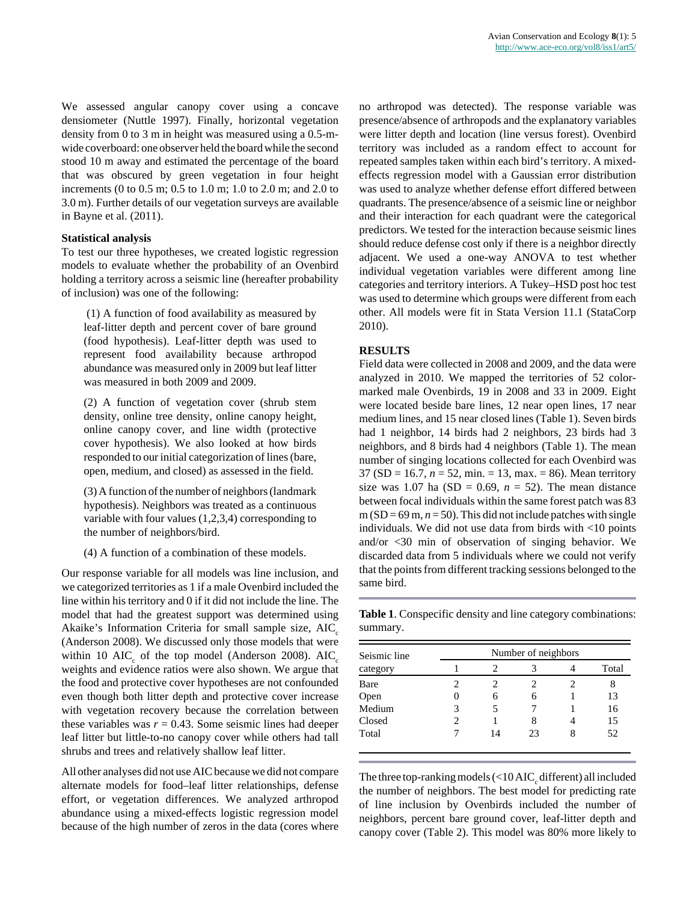We assessed angular canopy cover using a concave densiometer (Nuttle 1997). Finally, horizontal vegetation density from 0 to 3 m in height was measured using a 0.5-m-wide coverboard: one observer held the board while the second stood 10 m away and estimated the percentage of the board that was obscured by green vegetation in four height increments (0 to 0.5 m; 0.5 to 1.0 m; 1.0 to 2.0 m; and 2.0 to 3.0 m). Further details of our vegetation surveys are available in Bayne et al. (2011).

**Statistical analysis**

To test our three hypotheses, we created logistic regression models to evaluate whether the probability of an Ovenbird holding a territory across a seismic line (hereafter probability of inclusion) was one of the following:

(1) A function of food availability as measured by leaf-litter depth and percent cover of bare ground (food hypothesis). Leaf-litter depth was used to represent food availability because arthropod abundance was measured only in 2009 but leaf litter was measured in both 2009 and 2009.

(2) A function of vegetation cover (shrub stem density, online tree density, online canopy height, online canopy cover, and line width (protective cover hypothesis). We also looked at how birds responded to our initial categorization of lines (bare, open, medium, and closed) as assessed in the field.

(3) A function of the number of neighbors (landmark hypothesis). Neighbors was treated as a continuous variable with four values (1,2,3,4) corresponding to the number of neighbors/bird.

(4) A function of a combination of these models.

Our response variable for all models was line inclusion, and we categorized territories as 1 if a male Ovenbird included the line within his territory and 0 if it did not include the line. The model that had the greatest support was determined using Akaike's Information Criteria for small sample size, $AIC_c$ (Anderson 2008). We discussed only those models that were within 10 $AIC_c$ of the top model (Anderson 2008). $AIC_c$ weights and evidence ratios were also shown. We argue that the food and protective cover hypotheses are not confounded even though both litter depth and protective cover increase with vegetation recovery because the correlation between these variables was $r = 0.43$. Some seismic lines had deeper leaf litter but little-to-no canopy cover while others had tall shrubs and trees and relatively shallow leaf litter.

All other analyses did not use AIC because we did not compare alternate models for food–leaf litter relationships, defense effort, or vegetation differences. We analyzed arthropod abundance using a mixed-effects logistic regression model because of the high number of zeros in the data (cores where no arthropod was detected). The response variable was presence/absence of arthropods and the explanatory variables were litter depth and location (line versus forest). Ovenbird territory was included as a random effect to account for repeated samples taken within each bird's territory. A mixed-effects regression model with a Gaussian error distribution was used to analyze whether defense effort differed between quadrants. The presence/absence of a seismic line or neighbor and their interaction for each quadrant were the categorical predictors. We tested for the interaction because seismic lines should reduce defense cost only if there is a neighbor directly adjacent. We used a one-way ANOVA to test whether individual vegetation variables were different among line categories and territory interiors. A Tukey–HSD post hoc test was used to determine which groups were different from each other. All models were fit in Stata Version 11.1 (StataCorp 2010).

## RESULTS

Field data were collected in 2008 and 2009, and the data were analyzed in 2010. We mapped the territories of 52 color-marked male Ovenbirds, 19 in 2008 and 33 in 2009. Eight were located beside bare lines, 12 near open lines, 17 near medium lines, and 15 near closed lines (Table 1). Seven birds had 1 neighbor, 14 birds had 2 neighbors, 23 birds had 3 neighbors, and 8 birds had 4 neighbors (Table 1). The mean number of singing locations collected for each Ovenbird was 37 (SD = 16.7, $n = 52$, min. = 13, max. = 86). Mean territory size was 1.07 ha (SD = 0.69, $n = 52$). The mean distance between focal individuals within the same forest patch was 83 m (SD = 69 m, $n = 50$). This did not include patches with single individuals. We did not use data from birds with <10 points and/or <30 min of observation of singing behavior. We discarded data from 5 individuals where we could not verify that the points from different tracking sessions belonged to the same bird.

**Table 1**. Conspecific density and line category combinations: summary.

| Seismic line category | Number of neighbors | | | | |
|---|---|---|---|---|---|
| | 1 | 2 | 3 | 4 | Total |
| Bare | 2 | 2 | 2 | 2 | 8 |
| Open | 0 | 6 | 6 | 1 | 13 |
| Medium | 3 | 5 | 7 | 1 | 16 |
| Closed | 2 | 1 | 8 | 4 | 15 |
| Total | 7 | 14 | 23 | 8 | 52 |

The three top-ranking models (<10 $AIC_c$ different) all included the number of neighbors. The best model for predicting rate of line inclusion by Ovenbirds included the number of neighbors, percent bare ground cover, leaf-litter depth and canopy cover (Table 2). This model was 80% more likely to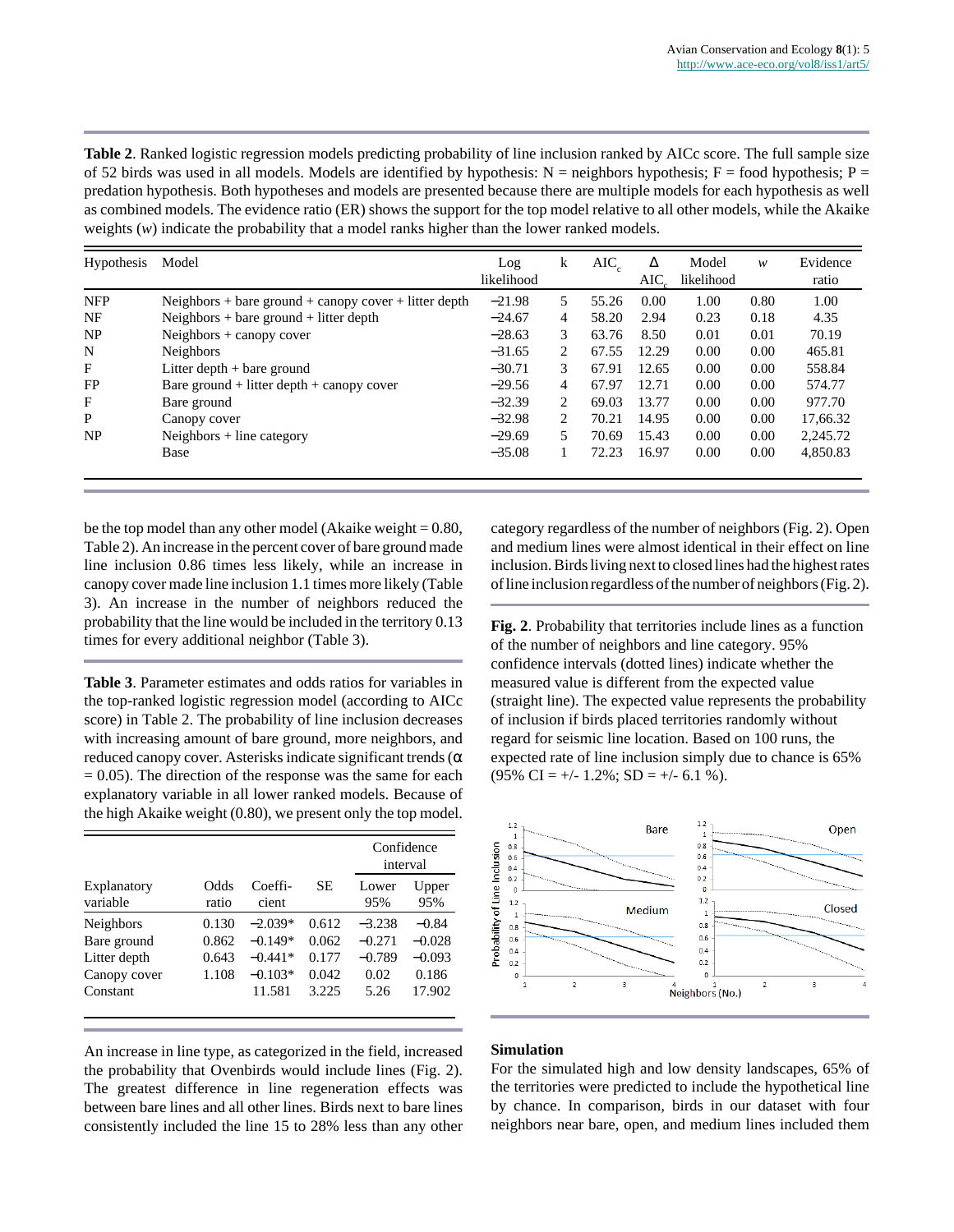**Table 2**. Ranked logistic regression models predicting probability of line inclusion ranked by AICc score. The full sample size of 52 birds was used in all models. Models are identified by hypothesis: N = neighbors hypothesis; F = food hypothesis; P = predation hypothesis. Both hypotheses and models are presented because there are multiple models for each hypothesis as well as combined models. The evidence ratio (ER) shows the support for the top model relative to all other models, while the Akaike weights (*w*) indicate the probability that a model ranks higher than the lower ranked models.

| Hypothesis | Model | Log likelihood | k | $AIC_c$ | Δ $AIC_c$ | Model likelihood | *w* | Evidence ratio |
|---|---|---|---|---|---|---|---|---|
| NFP | Neighbors + bare ground + canopy cover + litter depth | −21.98 | 5 | 55.26 | 0.00 | 1.00 | 0.80 | 1.00 |
| NF | Neighbors + bare ground + litter depth | −24.67 | 4 | 58.20 | 2.94 | 0.23 | 0.18 | 4.35 |
| NP | Neighbors + canopy cover | −28.63 | 3 | 63.76 | 8.50 | 0.01 | 0.01 | 70.19 |
| N | Neighbors | −31.65 | 2 | 67.55 | 12.29 | 0.00 | 0.00 | 465.81 |
| F | Litter depth + bare ground | −30.71 | 3 | 67.91 | 12.65 | 0.00 | 0.00 | 558.84 |
| FP | Bare ground + litter depth + canopy cover | −29.56 | 4 | 67.97 | 12.71 | 0.00 | 0.00 | 574.77 |
| F | Bare ground | −32.39 | 2 | 69.03 | 13.77 | 0.00 | 0.00 | 977.70 |
| P | Canopy cover | −32.98 | 2 | 70.21 | 14.95 | 0.00 | 0.00 | 17,66.32 |
| NP | Neighbors + line category | −29.69 | 5 | 70.69 | 15.43 | 0.00 | 0.00 | 2,245.72 |
| | Base | −35.08 | 1 | 72.23 | 16.97 | 0.00 | 0.00 | 4,850.83 |

be the top model than any other model (Akaike weight = 0.80, Table 2). An increase in the percent cover of bare ground made line inclusion 0.86 times less likely, while an increase in canopy cover made line inclusion 1.1 times more likely (Table 3). An increase in the number of neighbors reduced the probability that the line would be included in the territory 0.13 times for every additional neighbor (Table 3).

**Table 3**. Parameter estimates and odds ratios for variables in the top-ranked logistic regression model (according to AICc score) in Table 2. The probability of line inclusion decreases with increasing amount of bare ground, more neighbors, and reduced canopy cover. Asterisks indicate significant trends (α = 0.05). The direction of the response was the same for each explanatory variable in all lower ranked models. Because of the high Akaike weight (0.80), we present only the top model.

| Explanatory variable | Odds ratio | Coefficient | SE | Confidence interval Lower 95% | Upper 95% |
|---|---|---|---|---|---|
| Neighbors | 0.130 | −2.039* | 0.612 | −3.238 | −0.84 |
| Bare ground | 0.862 | −0.149* | 0.062 | −0.271 | −0.028 |
| Litter depth | 0.643 | −0.441* | 0.177 | −0.789 | −0.093 |
| Canopy cover | 1.108 | −0.103* | 0.042 | 0.02 | 0.186 |
| Constant | | 11.581 | 3.225 | 5.26 | 17.902 |

An increase in line type, as categorized in the field, increased the probability that Ovenbirds would include lines (Fig. 2). The greatest difference in line regeneration effects was between bare lines and all other lines. Birds next to bare lines consistently included the line 15 to 28% less than any other category regardless of the number of neighbors (Fig. 2). Open and medium lines were almost identical in their effect on line inclusion. Birds living next to closed lines had the highest rates of line inclusion regardless of the number of neighbors (Fig. 2).

**Fig. 2**. Probability that territories include lines as a function of the number of neighbors and line category. 95% confidence intervals (dotted lines) indicate whether the measured value is different from the expected value (straight line). The expected value represents the probability of inclusion if birds placed territories randomly without regard for seismic line location. Based on 100 runs, the expected rate of line inclusion simply due to chance is 65% (95% CI = +/- 1.2%; SD = +/- 6.1 %).

### Simulation

For the simulated high and low density landscapes, 65% of the territories were predicted to include the hypothetical line by chance. In comparison, birds in our dataset with four neighbors near bare, open, and medium lines included them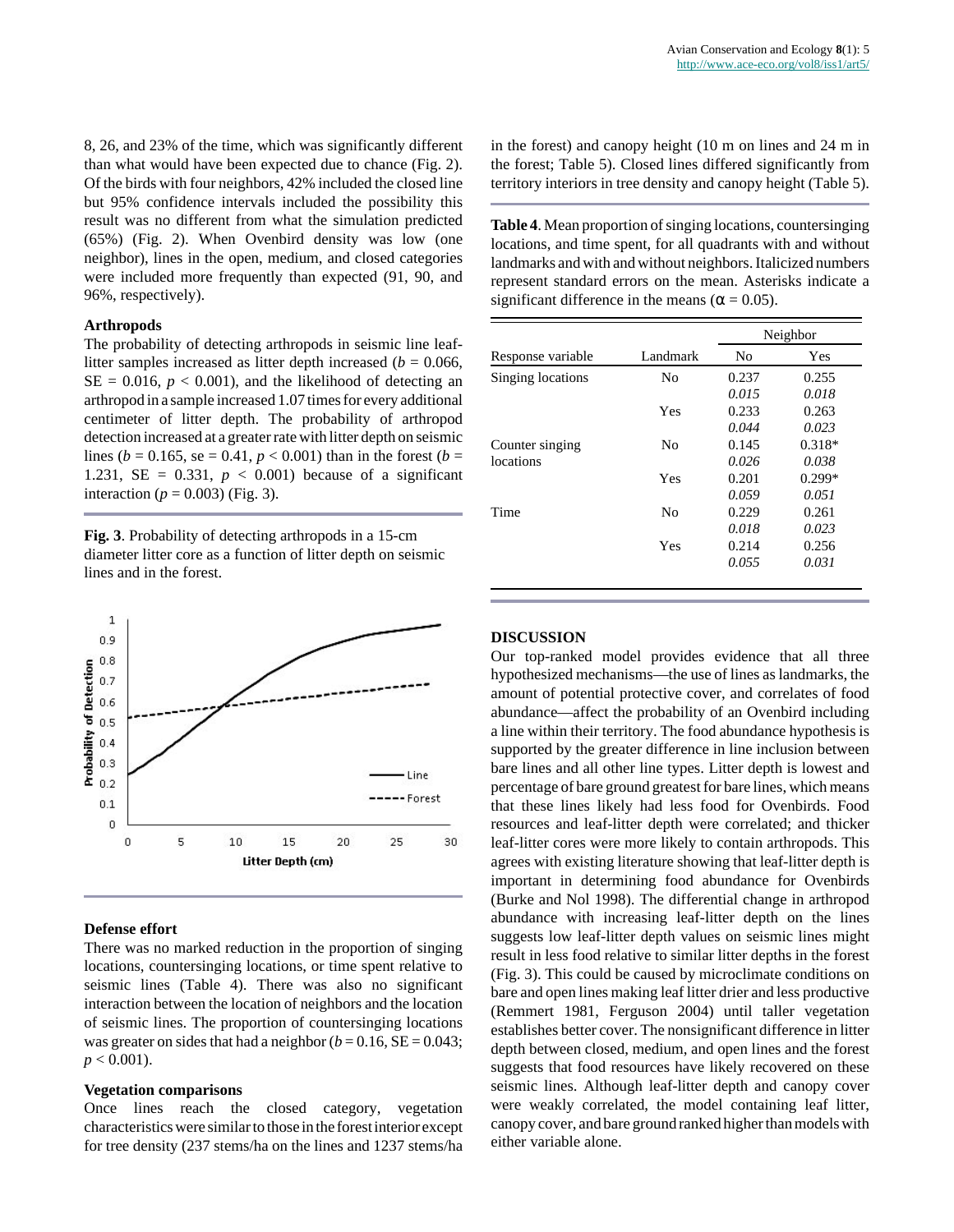8, 26, and 23% of the time, which was significantly different than what would have been expected due to chance (Fig. 2). Of the birds with four neighbors, 42% included the closed line but 95% confidence intervals included the possibility this result was no different from what the simulation predicted (65%) (Fig. 2). When Ovenbird density was low (one neighbor), lines in the open, medium, and closed categories were included more frequently than expected (91, 90, and 96%, respectively).

### Arthropods

The probability of detecting arthropods in seismic line leaf-litter samples increased as litter depth increased ($b$ = 0.066, SE = 0.016, $p < 0.001$), and the likelihood of detecting an arthropod in a sample increased 1.07 times for every additional centimeter of litter depth. The probability of arthropod detection increased at a greater rate with litter depth on seismic lines ($b$ = 0.165, se = 0.41, $p < 0.001$) than in the forest ($b$ = 1.231, SE = 0.331, $p < 0.001$) because of a significant interaction ($p$ = 0.003) (Fig. 3).

**Fig. 3**. Probability of detecting arthropods in a 15-cm diameter litter core as a function of litter depth on seismic lines and in the forest.

### Defense effort

There was no marked reduction in the proportion of singing locations, countersinging locations, or time spent relative to seismic lines (Table 4). There was also no significant interaction between the location of neighbors and the location of seismic lines. The proportion of countersinging locations was greater on sides that had a neighbor ($b$ = 0.16, SE = 0.043; $p < 0.001$).

### Vegetation comparisons

Once lines reach the closed category, vegetation characteristics were similar to those in the forest interior except for tree density (237 stems/ha on the lines and 1237 stems/ha in the forest) and canopy height (10 m on lines and 24 m in the forest; Table 5). Closed lines differed significantly from territory interiors in tree density and canopy height (Table 5).

**Table 4**. Mean proportion of singing locations, countersinging locations, and time spent, for all quadrants with and without landmarks and with and without neighbors. Italicized numbers represent standard errors on the mean. Asterisks indicate a significant difference in the means ($\alpha$ = 0.05).

| | | Neighbor | |
|---|---|---|---|
| Response variable | Landmark | No | Yes |
| Singing locations | No | 0.237 | 0.255 |
| | | *0.015* | *0.018* |
| | Yes | 0.233 | 0.263 |
| | | *0.044* | *0.023* |
| Counter singing locations | No | 0.145 | 0.318* |
| | | *0.026* | *0.038* |
| | Yes | 0.201 | 0.299* |
| | | *0.059* | *0.051* |
| Time | No | 0.229 | 0.261 |
| | | *0.018* | *0.023* |
| | Yes | 0.214 | 0.256 |
| | | *0.055* | *0.031* |

## DISCUSSION

Our top-ranked model provides evidence that all three hypothesized mechanisms—the use of lines as landmarks, the amount of potential protective cover, and correlates of food abundance—affect the probability of an Ovenbird including a line within their territory. The food abundance hypothesis is supported by the greater difference in line inclusion between bare lines and all other line types. Litter depth is lowest and percentage of bare ground greatest for bare lines, which means that these lines likely had less food for Ovenbirds. Food resources and leaf-litter depth were correlated; and thicker leaf-litter cores were more likely to contain arthropods. This agrees with existing literature showing that leaf-litter depth is important in determining food abundance for Ovenbirds (Burke and Nol 1998). The differential change in arthropod abundance with increasing leaf-litter depth on the lines suggests low leaf-litter depth values on seismic lines might result in less food relative to similar litter depths in the forest (Fig. 3). This could be caused by microclimate conditions on bare and open lines making leaf litter drier and less productive (Remmert 1981, Ferguson 2004) until taller vegetation establishes better cover. The nonsignificant difference in litter depth between closed, medium, and open lines and the forest suggests that food resources have likely recovered on these seismic lines. Although leaf-litter depth and canopy cover were weakly correlated, the model containing leaf litter, canopy cover, and bare ground ranked higher than models with either variable alone.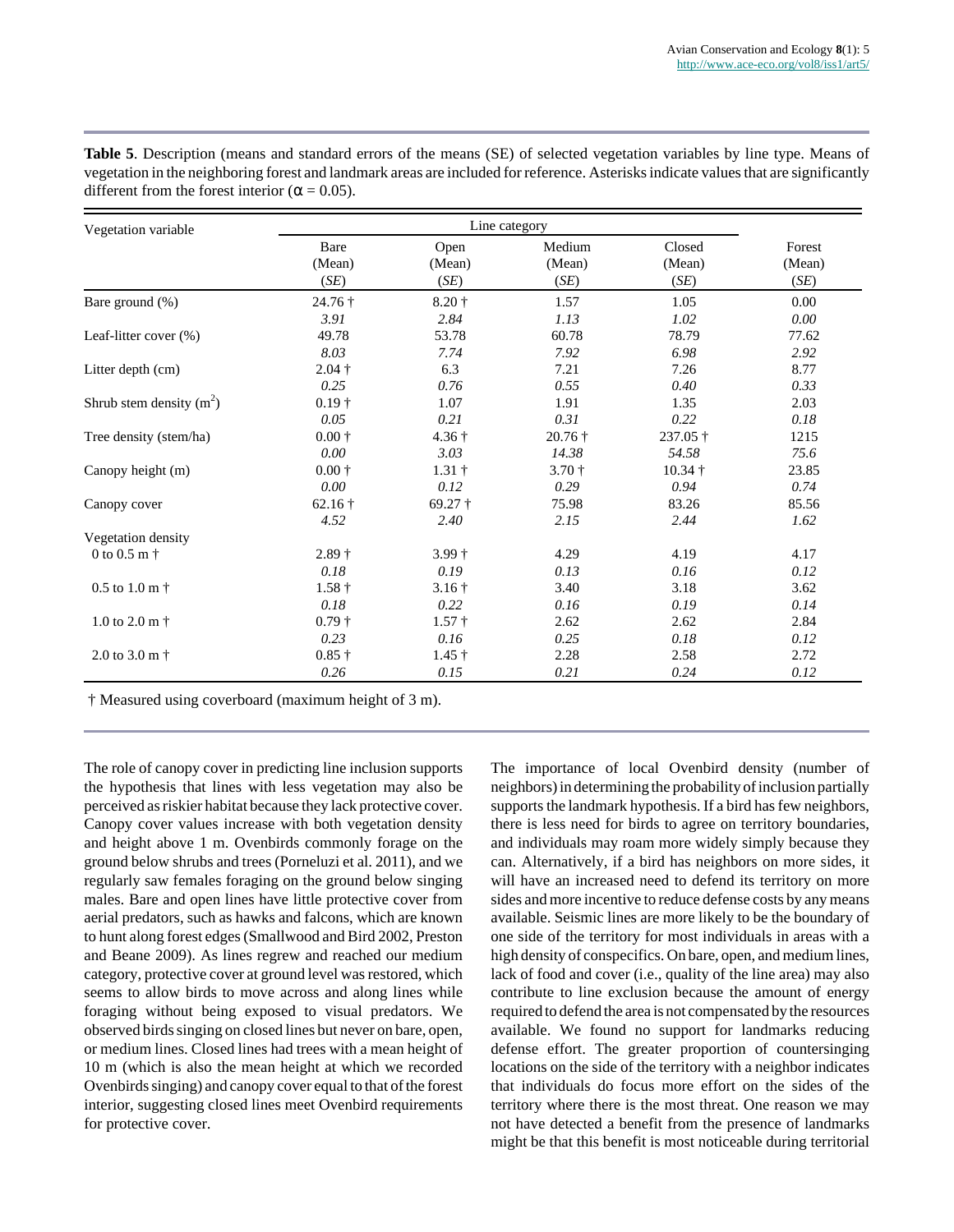**Table 5**. Description (means and standard errors of the means (SE) of selected vegetation variables by line type. Means of vegetation in the neighboring forest and landmark areas are included for reference. Asterisks indicate values that are significantly different from the forest interior ($\alpha$ = 0.05).

| Vegetation variable | Line category | | | | Forest (Mean) (*SE*) |
|---|---|---|---|---|---|
| | Bare (Mean) (*SE*) | Open (Mean) (*SE*) | Medium (Mean) (*SE*) | Closed (Mean) (*SE*) | |
| Bare ground (%) | 24.76 † | 8.20 † | 1.57 | 1.05 | 0.00 |
| | *3.91* | *2.84* | *1.13* | *1.02* | *0.00* |
| Leaf-litter cover (%) | 49.78 | 53.78 | 60.78 | 78.79 | 77.62 |
| | *8.03* | *7.74* | *7.92* | *6.98* | *2.92* |
| Litter depth (cm) | 2.04 † | 6.3 | 7.21 | 7.26 | 8.77 |
| | *0.25* | *0.76* | *0.55* | *0.40* | *0.33* |
| Shrub stem density ($m^2$) | 0.19 † | 1.07 | 1.91 | 1.35 | 2.03 |
| | *0.05* | *0.21* | *0.31* | *0.22* | *0.18* |
| Tree density (stem/ha) | 0.00 † | 4.36 † | 20.76 † | 237.05 † | 1215 |
| | *0.00* | *3.03* | *14.38* | *54.58* | *75.6* |
| Canopy height (m) | 0.00 † | 1.31 † | 3.70 † | 10.34 † | 23.85 |
| | *0.00* | *0.12* | *0.29* | *0.94* | *0.74* |
| Canopy cover | 62.16 † | 69.27 † | 75.98 | 83.26 | 85.56 |
| | *4.52* | *2.40* | *2.15* | *2.44* | *1.62* |
| Vegetation density | | | | | |
| 0 to 0.5 m † | 2.89 † | 3.99 † | 4.29 | 4.19 | 4.17 |
| | *0.18* | *0.19* | *0.13* | *0.16* | *0.12* |
| 0.5 to 1.0 m † | 1.58 † | 3.16 † | 3.40 | 3.18 | 3.62 |
| | *0.18* | *0.22* | *0.16* | *0.19* | *0.14* |
| 1.0 to 2.0 m † | 0.79 † | 1.57 † | 2.62 | 2.62 | 2.84 |
| | *0.23* | *0.16* | *0.25* | *0.18* | *0.12* |
| 2.0 to 3.0 m † | 0.85 † | 1.45 † | 2.28 | 2.58 | 2.72 |
| | *0.26* | *0.15* | *0.21* | *0.24* | *0.12* |

† Measured using coverboard (maximum height of 3 m).

The role of canopy cover in predicting line inclusion supports the hypothesis that lines with less vegetation may also be perceived as riskier habitat because they lack protective cover. Canopy cover values increase with both vegetation density and height above 1 m. Ovenbirds commonly forage on the ground below shrubs and trees (Porneluzi et al. 2011), and we regularly saw females foraging on the ground below singing males. Bare and open lines have little protective cover from aerial predators, such as hawks and falcons, which are known to hunt along forest edges (Smallwood and Bird 2002, Preston and Beane 2009). As lines regrew and reached our medium category, protective cover at ground level was restored, which seems to allow birds to move across and along lines while foraging without being exposed to visual predators. We observed birds singing on closed lines but never on bare, open, or medium lines. Closed lines had trees with a mean height of 10 m (which is also the mean height at which we recorded Ovenbirds singing) and canopy cover equal to that of the forest interior, suggesting closed lines meet Ovenbird requirements for protective cover.

The importance of local Ovenbird density (number of neighbors) in determining the probability of inclusion partially supports the landmark hypothesis. If a bird has few neighbors, there is less need for birds to agree on territory boundaries, and individuals may roam more widely simply because they can. Alternatively, if a bird has neighbors on more sides, it will have an increased need to defend its territory on more sides and more incentive to reduce defense costs by any means available. Seismic lines are more likely to be the boundary of one side of the territory for most individuals in areas with a high density of conspecifics. On bare, open, and medium lines, lack of food and cover (i.e., quality of the line area) may also contribute to line exclusion because the amount of energy required to defend the area is not compensated by the resources available. We found no support for landmarks reducing defense effort. The greater proportion of countersinging locations on the side of the territory with a neighbor indicates that individuals do focus more effort on the sides of the territory where there is the most threat. One reason we may not have detected a benefit from the presence of landmarks might be that this benefit is most noticeable during territorial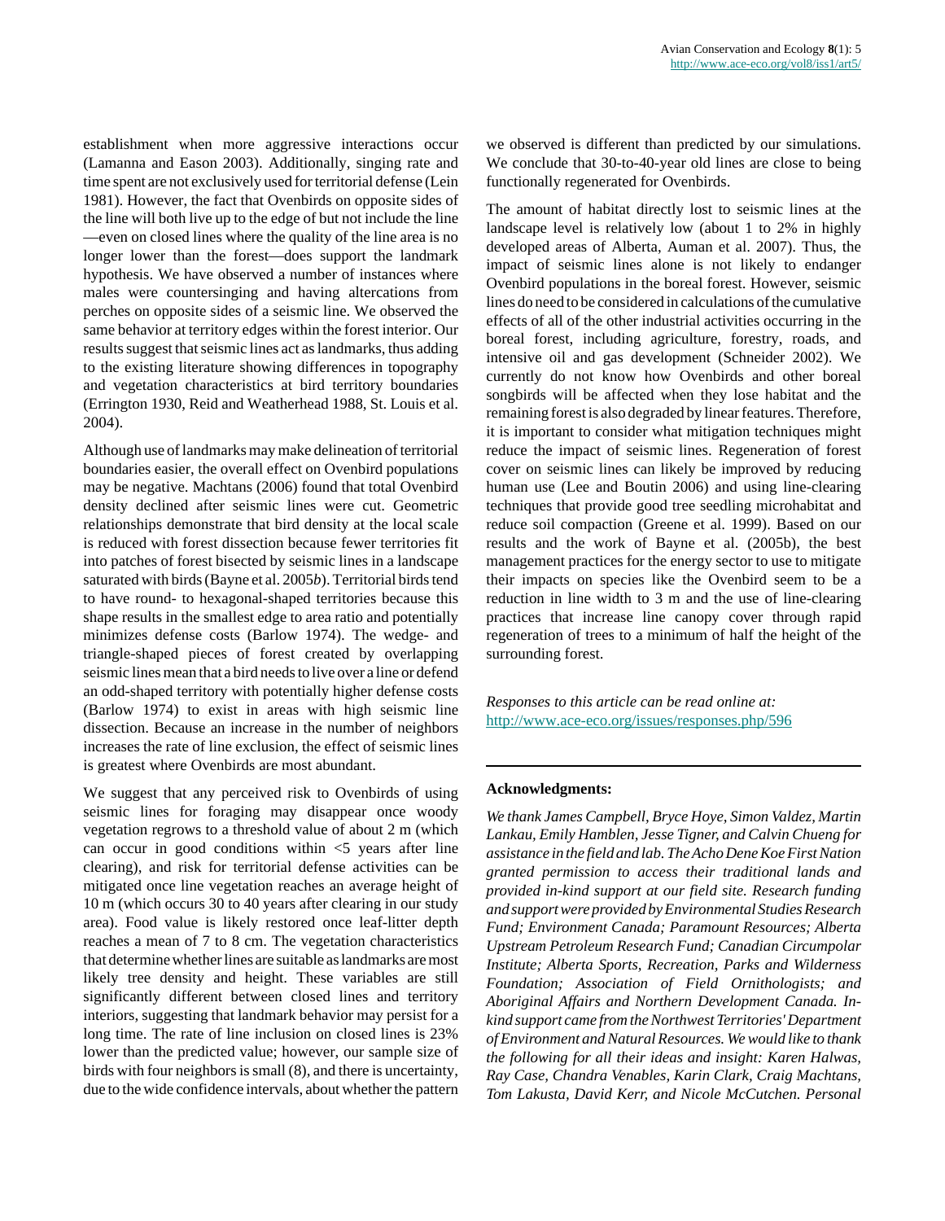establishment when more aggressive interactions occur (Lamanna and Eason 2003). Additionally, singing rate and time spent are not exclusively used for territorial defense (Lein 1981). However, the fact that Ovenbirds on opposite sides of the line will both live up to the edge of but not include the line —even on closed lines where the quality of the line area is no longer lower than the forest—does support the landmark hypothesis. We have observed a number of instances where males were countersinging and having altercations from perches on opposite sides of a seismic line. We observed the same behavior at territory edges within the forest interior. Our results suggest that seismic lines act as landmarks, thus adding to the existing literature showing differences in topography and vegetation characteristics at bird territory boundaries (Errington 1930, Reid and Weatherhead 1988, St. Louis et al. 2004).

Although use of landmarks may make delineation of territorial boundaries easier, the overall effect on Ovenbird populations may be negative. Machtans (2006) found that total Ovenbird density declined after seismic lines were cut. Geometric relationships demonstrate that bird density at the local scale is reduced with forest dissection because fewer territories fit into patches of forest bisected by seismic lines in a landscape saturated with birds (Bayne et al. 2005*b*). Territorial birds tend to have round- to hexagonal-shaped territories because this shape results in the smallest edge to area ratio and potentially minimizes defense costs (Barlow 1974). The wedge- and triangle-shaped pieces of forest created by overlapping seismic lines mean that a bird needs to live over a line or defend an odd-shaped territory with potentially higher defense costs (Barlow 1974) to exist in areas with high seismic line dissection. Because an increase in the number of neighbors increases the rate of line exclusion, the effect of seismic lines is greatest where Ovenbirds are most abundant.

We suggest that any perceived risk to Ovenbirds of using seismic lines for foraging may disappear once woody vegetation regrows to a threshold value of about 2 m (which can occur in good conditions within <5 years after line clearing), and risk for territorial defense activities can be mitigated once line vegetation reaches an average height of 10 m (which occurs 30 to 40 years after clearing in our study area). Food value is likely restored once leaf-litter depth reaches a mean of 7 to 8 cm. The vegetation characteristics that determine whether lines are suitable as landmarks are most likely tree density and height. These variables are still significantly different between closed lines and territory interiors, suggesting that landmark behavior may persist for a long time. The rate of line inclusion on closed lines is 23% lower than the predicted value; however, our sample size of birds with four neighbors is small (8), and there is uncertainty, due to the wide confidence intervals, about whether the pattern we observed is different than predicted by our simulations. We conclude that 30-to-40-year old lines are close to being functionally regenerated for Ovenbirds.

The amount of habitat directly lost to seismic lines at the landscape level is relatively low (about 1 to 2% in highly developed areas of Alberta, Auman et al. 2007). Thus, the impact of seismic lines alone is not likely to endanger Ovenbird populations in the boreal forest. However, seismic lines do need to be considered in calculations of the cumulative effects of all of the other industrial activities occurring in the boreal forest, including agriculture, forestry, roads, and intensive oil and gas development (Schneider 2002). We currently do not know how Ovenbirds and other boreal songbirds will be affected when they lose habitat and the remaining forest is also degraded by linear features. Therefore, it is important to consider what mitigation techniques might reduce the impact of seismic lines. Regeneration of forest cover on seismic lines can likely be improved by reducing human use (Lee and Boutin 2006) and using line-clearing techniques that provide good tree seedling microhabitat and reduce soil compaction (Greene et al. 1999). Based on our results and the work of Bayne et al. (2005b), the best management practices for the energy sector to use to mitigate their impacts on species like the Ovenbird seem to be a reduction in line width to 3 m and the use of line-clearing practices that increase line canopy cover through rapid regeneration of trees to a minimum of half the height of the surrounding forest.

*Responses to this article can be read online at:* http://www.ace-eco.org/issues/responses.php/596

---

**Acknowledgments:**

*We thank James Campbell, Bryce Hoye, Simon Valdez, Martin Lankau, Emily Hamblen, Jesse Tigner, and Calvin Chueng for assistance in the field and lab. The Acho Dene Koe First Nation granted permission to access their traditional lands and provided in-kind support at our field site. Research funding and support were provided by Environmental Studies Research Fund; Environment Canada; Paramount Resources; Alberta Upstream Petroleum Research Fund; Canadian Circumpolar Institute; Alberta Sports, Recreation, Parks and Wilderness Foundation; Association of Field Ornithologists; and Aboriginal Affairs and Northern Development Canada. In-kind support came from the Northwest Territories' Department of Environment and Natural Resources. We would like to thank the following for all their ideas and insight: Karen Halwas, Ray Case, Chandra Venables, Karin Clark, Craig Machtans, Tom Lakusta, David Kerr, and Nicole McCutchen. Personal*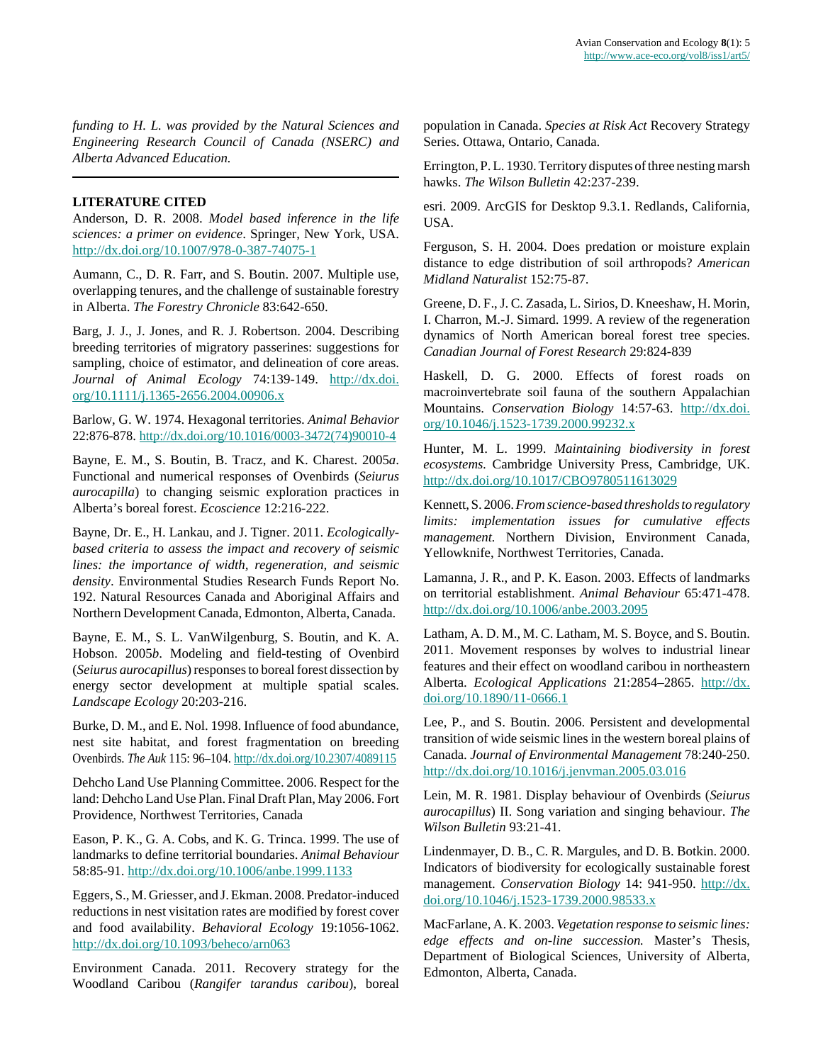*funding to H. L. was provided by the Natural Sciences and Engineering Research Council of Canada (NSERC) and Alberta Advanced Education.*

---

**LITERATURE CITED**

Anderson, D. R. 2008. *Model based inference in the life sciences: a primer on evidence*. Springer, New York, USA. http://dx.doi.org/10.1007/978-0-387-74075-1

Aumann, C., D. R. Farr, and S. Boutin. 2007. Multiple use, overlapping tenures, and the challenge of sustainable forestry in Alberta. *The Forestry Chronicle* 83:642-650.

Barg, J. J., J. Jones, and R. J. Robertson. 2004. Describing breeding territories of migratory passerines: suggestions for sampling, choice of estimator, and delineation of core areas. *Journal of Animal Ecology* 74:139-149. http://dx.doi.org/10.1111/j.1365-2656.2004.00906.x

Barlow, G. W. 1974. Hexagonal territories. *Animal Behavior* 22:876-878. http://dx.doi.org/10.1016/0003-3472(74)90010-4

Bayne, E. M., S. Boutin, B. Tracz, and K. Charest. 2005*a*. Functional and numerical responses of Ovenbirds (*Seiurus aurocapilla*) to changing seismic exploration practices in Alberta's boreal forest. *Ecoscience* 12:216-222.

Bayne, Dr. E., H. Lankau, and J. Tigner. 2011. *Ecologically-based criteria to assess the impact and recovery of seismic lines: the importance of width, regeneration, and seismic density*. Environmental Studies Research Funds Report No. 192. Natural Resources Canada and Aboriginal Affairs and Northern Development Canada, Edmonton, Alberta, Canada.

Bayne, E. M., S. L. VanWilgenburg, S. Boutin, and K. A. Hobson. 2005*b*. Modeling and field-testing of Ovenbird (*Seiurus aurocapillus*) responses to boreal forest dissection by energy sector development at multiple spatial scales. *Landscape Ecology* 20:203-216.

Burke, D. M., and E. Nol. 1998. Influence of food abundance, nest site habitat, and forest fragmentation on breeding Ovenbirds. *The Auk* 115: 96–104. http://dx.doi.org/10.2307/4089115

Dehcho Land Use Planning Committee. 2006. Respect for the land: Dehcho Land Use Plan. Final Draft Plan, May 2006. Fort Providence, Northwest Territories, Canada

Eason, P. K., G. A. Cobs, and K. G. Trinca. 1999. The use of landmarks to define territorial boundaries. *Animal Behaviour* 58:85-91. http://dx.doi.org/10.1006/anbe.1999.1133

Eggers, S., M. Griesser, and J. Ekman. 2008. Predator-induced reductions in nest visitation rates are modified by forest cover and food availability. *Behavioral Ecology* 19:1056-1062. http://dx.doi.org/10.1093/beheco/arn063

Environment Canada. 2011. Recovery strategy for the Woodland Caribou (*Rangifer tarandus caribou*), boreal population in Canada. *Species at Risk Act* Recovery Strategy Series. Ottawa, Ontario, Canada.

Errington, P. L. 1930. Territory disputes of three nesting marsh hawks. *The Wilson Bulletin* 42:237-239.

esri. 2009. ArcGIS for Desktop 9.3.1. Redlands, California, USA.

Ferguson, S. H. 2004. Does predation or moisture explain distance to edge distribution of soil arthropods? *American Midland Naturalist* 152:75-87.

Greene, D. F., J. C. Zasada, L. Sirios, D. Kneeshaw, H. Morin, I. Charron, M.-J. Simard. 1999. A review of the regeneration dynamics of North American boreal forest tree species. *Canadian Journal of Forest Research* 29:824-839

Haskell, D. G. 2000. Effects of forest roads on macroinvertebrate soil fauna of the southern Appalachian Mountains. *Conservation Biology* 14:57-63. http://dx.doi.org/10.1046/j.1523-1739.2000.99232.x

Hunter, M. L. 1999. *Maintaining biodiversity in forest ecosystems.* Cambridge University Press, Cambridge, UK. http://dx.doi.org/10.1017/CBO9780511613029

Kennett, S. 2006. *From science-based thresholds to regulatory limits: implementation issues for cumulative effects management.* Northern Division, Environment Canada, Yellowknife, Northwest Territories, Canada.

Lamanna, J. R., and P. K. Eason. 2003. Effects of landmarks on territorial establishment. *Animal Behaviour* 65:471-478. http://dx.doi.org/10.1006/anbe.2003.2095

Latham, A. D. M., M. C. Latham, M. S. Boyce, and S. Boutin. 2011. Movement responses by wolves to industrial linear features and their effect on woodland caribou in northeastern Alberta. *Ecological Applications* 21:2854–2865. http://dx.doi.org/10.1890/11-0666.1

Lee, P., and S. Boutin. 2006. Persistent and developmental transition of wide seismic lines in the western boreal plains of Canada. *Journal of Environmental Management* 78:240-250. http://dx.doi.org/10.1016/j.jenvman.2005.03.016

Lein, M. R. 1981. Display behaviour of Ovenbirds (*Seiurus aurocapillus*) II. Song variation and singing behaviour. *The Wilson Bulletin* 93:21-41.

Lindenmayer, D. B., C. R. Margules, and D. B. Botkin. 2000. Indicators of biodiversity for ecologically sustainable forest management. *Conservation Biology* 14: 941-950. http://dx.doi.org/10.1046/j.1523-1739.2000.98533.x

MacFarlane, A. K. 2003. *Vegetation response to seismic lines: edge effects and on-line succession.* Master's Thesis, Department of Biological Sciences, University of Alberta, Edmonton, Alberta, Canada.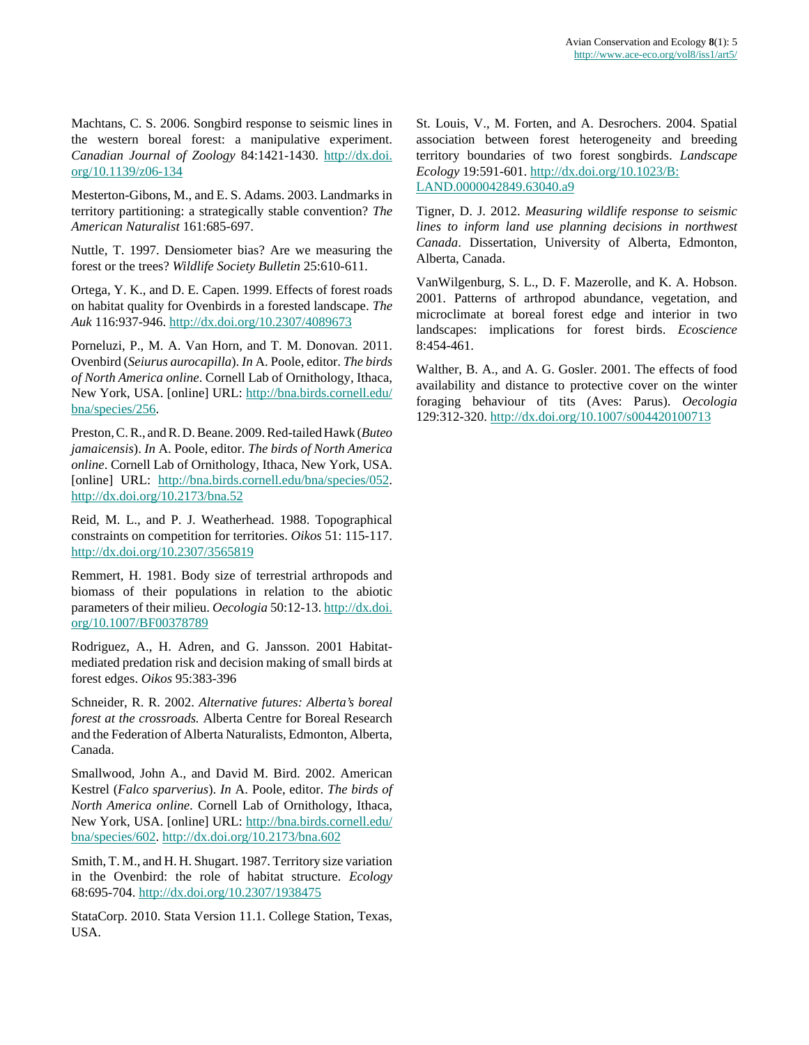Machtans, C. S. 2006. Songbird response to seismic lines in the western boreal forest: a manipulative experiment. *Canadian Journal of Zoology* 84:1421-1430. http://dx.doi.org/10.1139/z06-134

Mesterton-Gibons, M., and E. S. Adams. 2003. Landmarks in territory partitioning: a strategically stable convention? *The American Naturalist* 161:685-697.

Nuttle, T. 1997. Densiometer bias? Are we measuring the forest or the trees? *Wildlife Society Bulletin* 25:610-611.

Ortega, Y. K., and D. E. Capen. 1999. Effects of forest roads on habitat quality for Ovenbirds in a forested landscape. *The Auk* 116:937-946. http://dx.doi.org/10.2307/4089673

Porneluzi, P., M. A. Van Horn, and T. M. Donovan. 2011. Ovenbird (*Seiurus aurocapilla*). *In* A. Poole, editor. *The birds of North America online*. Cornell Lab of Ornithology, Ithaca, New York, USA. [online] URL: http://bna.birds.cornell.edu/bna/species/256.

Preston, C. R., and R. D. Beane. 2009. Red-tailed Hawk (*Buteo jamaicensis*). *In* A. Poole, editor. *The birds of North America online*. Cornell Lab of Ornithology, Ithaca, New York, USA. [online] URL: http://bna.birds.cornell.edu/bna/species/052. http://dx.doi.org/10.2173/bna.52

Reid, M. L., and P. J. Weatherhead. 1988. Topographical constraints on competition for territories. *Oikos* 51: 115-117. http://dx.doi.org/10.2307/3565819

Remmert, H. 1981. Body size of terrestrial arthropods and biomass of their populations in relation to the abiotic parameters of their milieu. *Oecologia* 50:12-13. http://dx.doi.org/10.1007/BF00378789

Rodriguez, A., H. Adren, and G. Jansson. 2001 Habitat-mediated predation risk and decision making of small birds at forest edges. *Oikos* 95:383-396

Schneider, R. R. 2002. *Alternative futures: Alberta's boreal forest at the crossroads.* Alberta Centre for Boreal Research and the Federation of Alberta Naturalists, Edmonton, Alberta, Canada.

Smallwood, John A., and David M. Bird. 2002. American Kestrel (*Falco sparverius*). *In* A. Poole, editor. *The birds of North America online*. Cornell Lab of Ornithology, Ithaca, New York, USA. [online] URL: http://bna.birds.cornell.edu/bna/species/602. http://dx.doi.org/10.2173/bna.602

Smith, T. M., and H. H. Shugart. 1987. Territory size variation in the Ovenbird: the role of habitat structure. *Ecology* 68:695-704. http://dx.doi.org/10.2307/1938475

StataCorp. 2010. Stata Version 11.1. College Station, Texas, USA.

St. Louis, V., M. Forten, and A. Desrochers. 2004. Spatial association between forest heterogeneity and breeding territory boundaries of two forest songbirds. *Landscape Ecology* 19:591-601. http://dx.doi.org/10.1023/B:LAND.0000042849.63040.a9

Tigner, D. J. 2012. *Measuring wildlife response to seismic lines to inform land use planning decisions in northwest Canada*. Dissertation, University of Alberta, Edmonton, Alberta, Canada.

VanWilgenburg, S. L., D. F. Mazerolle, and K. A. Hobson. 2001. Patterns of arthropod abundance, vegetation, and microclimate at boreal forest edge and interior in two landscapes: implications for forest birds. *Ecoscience* 8:454-461.

Walther, B. A., and A. G. Gosler. 2001. The effects of food availability and distance to protective cover on the winter foraging behaviour of tits (Aves: Parus). *Oecologia* 129:312-320. http://dx.doi.org/10.1007/s004420100713